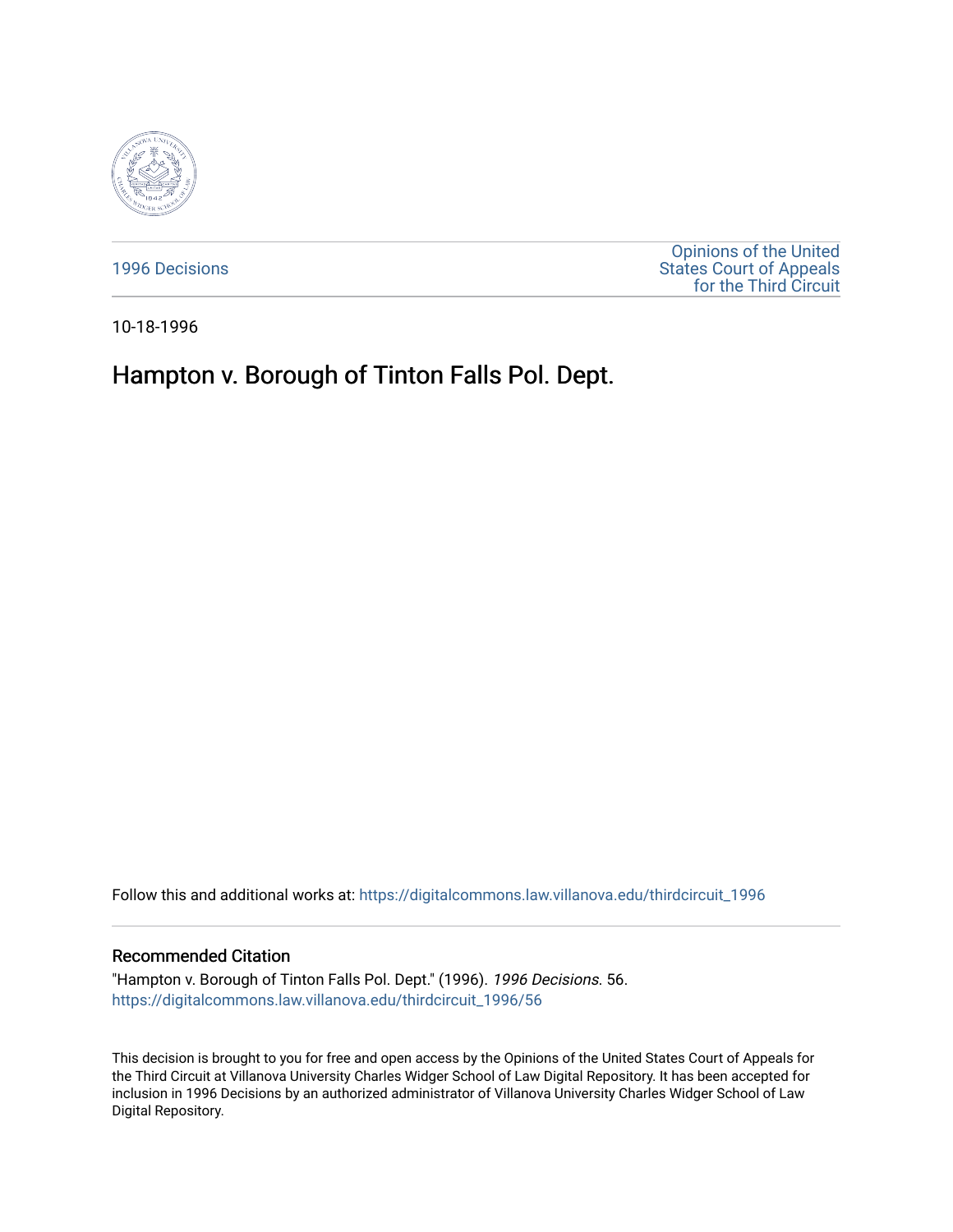1996 Decisions

Opinions of the United States Court of Appeals for the Third Circuit

10-18-1996

# Hampton v. Borough of Tinton Falls Pol. Dept.

Follow this and additional works at: https://digitalcommons.law.villanova.edu/thirdcircuit_1996

## Recommended Citation

"Hampton v. Borough of Tinton Falls Pol. Dept." (1996). *1996 Decisions*. 56.
https://digitalcommons.law.villanova.edu/thirdcircuit_1996/56

This decision is brought to you for free and open access by the Opinions of the United States Court of Appeals for the Third Circuit at Villanova University Charles Widger School of Law Digital Repository. It has been accepted for inclusion in 1996 Decisions by an authorized administrator of Villanova University Charles Widger School of Law Digital Repository.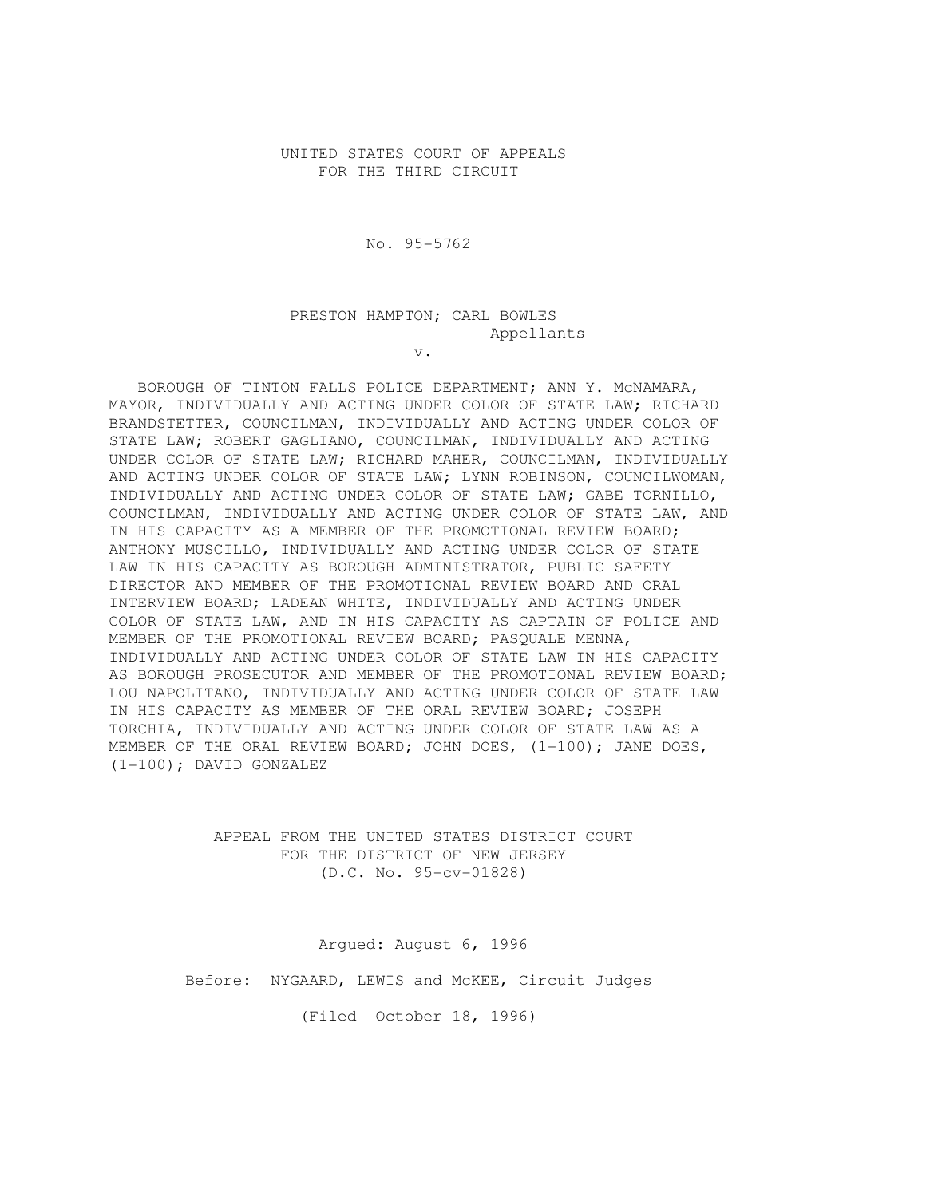UNITED STATES COURT OF APPEALS
FOR THE THIRD CIRCUIT

No. 95-5762

PRESTON HAMPTON; CARL BOWLES
Appellants

v.

BOROUGH OF TINTON FALLS POLICE DEPARTMENT; ANN Y. McNAMARA, MAYOR, INDIVIDUALLY AND ACTING UNDER COLOR OF STATE LAW; RICHARD BRANDSTETTER, COUNCILMAN, INDIVIDUALLY AND ACTING UNDER COLOR OF STATE LAW; ROBERT GAGLIANO, COUNCILMAN, INDIVIDUALLY AND ACTING UNDER COLOR OF STATE LAW; RICHARD MAHER, COUNCILMAN, INDIVIDUALLY AND ACTING UNDER COLOR OF STATE LAW; LYNN ROBINSON, COUNCILWOMAN, INDIVIDUALLY AND ACTING UNDER COLOR OF STATE LAW; GABE TORNILLO, COUNCILMAN, INDIVIDUALLY AND ACTING UNDER COLOR OF STATE LAW, AND IN HIS CAPACITY AS A MEMBER OF THE PROMOTIONAL REVIEW BOARD; ANTHONY MUSCILLO, INDIVIDUALLY AND ACTING UNDER COLOR OF STATE LAW IN HIS CAPACITY AS BOROUGH ADMINISTRATOR, PUBLIC SAFETY DIRECTOR AND MEMBER OF THE PROMOTIONAL REVIEW BOARD AND ORAL INTERVIEW BOARD; LADEAN WHITE, INDIVIDUALLY AND ACTING UNDER COLOR OF STATE LAW, AND IN HIS CAPACITY AS CAPTAIN OF POLICE AND MEMBER OF THE PROMOTIONAL REVIEW BOARD; PASQUALE MENNA, INDIVIDUALLY AND ACTING UNDER COLOR OF STATE LAW IN HIS CAPACITY AS BOROUGH PROSECUTOR AND MEMBER OF THE PROMOTIONAL REVIEW BOARD; LOU NAPOLITANO, INDIVIDUALLY AND ACTING UNDER COLOR OF STATE LAW IN HIS CAPACITY AS MEMBER OF THE ORAL REVIEW BOARD; JOSEPH TORCHIA, INDIVIDUALLY AND ACTING UNDER COLOR OF STATE LAW AS A MEMBER OF THE ORAL REVIEW BOARD; JOHN DOES, (1-100); JANE DOES, (1-100); DAVID GONZALEZ

APPEAL FROM THE UNITED STATES DISTRICT COURT
FOR THE DISTRICT OF NEW JERSEY
(D.C. No. 95-cv-01828)

Argued: August 6, 1996

Before: NYGAARD, LEWIS and McKEE, Circuit Judges

(Filed October 18, 1996)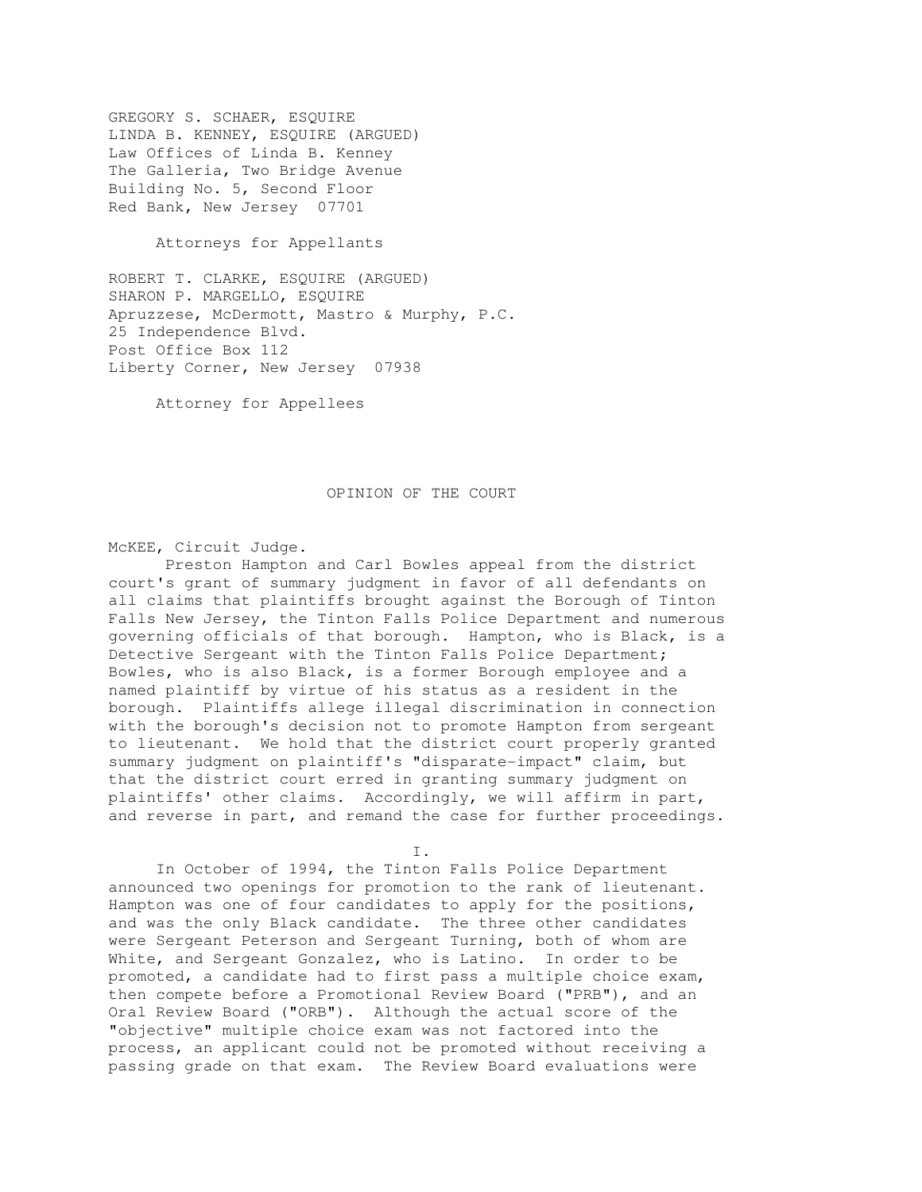GREGORY S. SCHAER, ESQUIRE
LINDA B. KENNEY, ESQUIRE (ARGUED)
Law Offices of Linda B. Kenney
The Galleria, Two Bridge Avenue
Building No. 5, Second Floor
Red Bank, New Jersey 07701

Attorneys for Appellants

ROBERT T. CLARKE, ESQUIRE (ARGUED)
SHARON P. MARGELLO, ESQUIRE
Apruzzese, McDermott, Mastro & Murphy, P.C.
25 Independence Blvd.
Post Office Box 112
Liberty Corner, New Jersey 07938

Attorney for Appellees

## OPINION OF THE COURT

McKEE, Circuit Judge.

Preston Hampton and Carl Bowles appeal from the district court's grant of summary judgment in favor of all defendants on all claims that plaintiffs brought against the Borough of Tinton Falls New Jersey, the Tinton Falls Police Department and numerous governing officials of that borough. Hampton, who is Black, is a Detective Sergeant with the Tinton Falls Police Department; Bowles, who is also Black, is a former Borough employee and a named plaintiff by virtue of his status as a resident in the borough. Plaintiffs allege illegal discrimination in connection with the borough's decision not to promote Hampton from sergeant to lieutenant. We hold that the district court properly granted summary judgment on plaintiff's "disparate-impact" claim, but that the district court erred in granting summary judgment on plaintiffs' other claims. Accordingly, we will affirm in part, and reverse in part, and remand the case for further proceedings.

## I.

In October of 1994, the Tinton Falls Police Department announced two openings for promotion to the rank of lieutenant. Hampton was one of four candidates to apply for the positions, and was the only Black candidate. The three other candidates were Sergeant Peterson and Sergeant Turning, both of whom are White, and Sergeant Gonzalez, who is Latino. In order to be promoted, a candidate had to first pass a multiple choice exam, then compete before a Promotional Review Board ("PRB"), and an Oral Review Board ("ORB"). Although the actual score of the "objective" multiple choice exam was not factored into the process, an applicant could not be promoted without receiving a passing grade on that exam. The Review Board evaluations were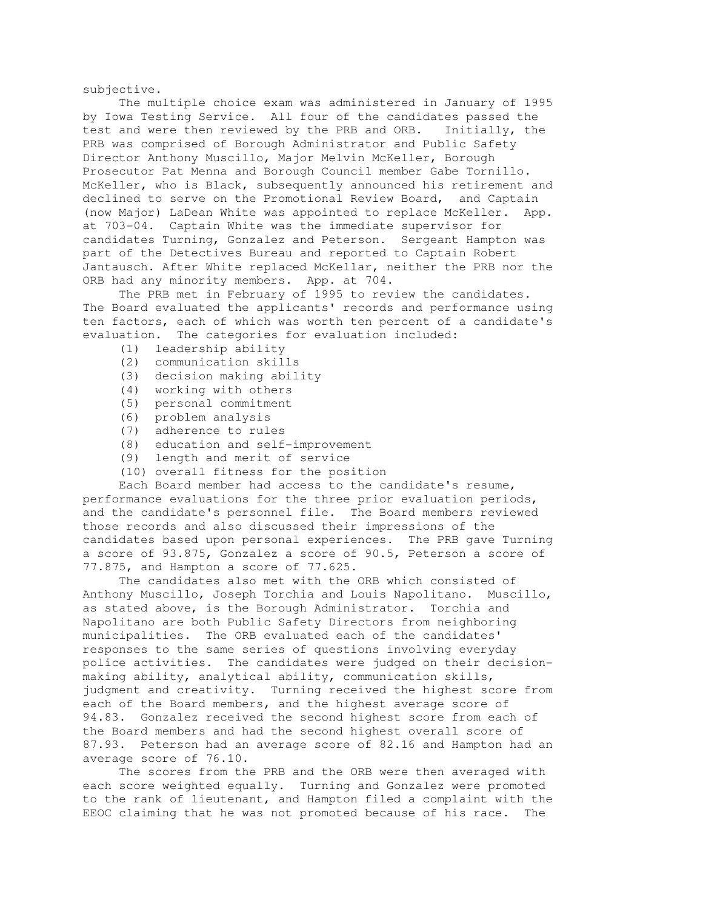subjective.

The multiple choice exam was administered in January of 1995 by Iowa Testing Service. All four of the candidates passed the test and were then reviewed by the PRB and ORB. Initially, the PRB was comprised of Borough Administrator and Public Safety Director Anthony Muscillo, Major Melvin McKeller, Borough Prosecutor Pat Menna and Borough Council member Gabe Tornillo. McKeller, who is Black, subsequently announced his retirement and declined to serve on the Promotional Review Board, and Captain (now Major) LaDean White was appointed to replace McKeller. App. at 703-04. Captain White was the immediate supervisor for candidates Turning, Gonzalez and Peterson. Sergeant Hampton was part of the Detectives Bureau and reported to Captain Robert Jantausch. After White replaced McKellar, neither the PRB nor the ORB had any minority members. App. at 704.

The PRB met in February of 1995 to review the candidates. The Board evaluated the applicants' records and performance using ten factors, each of which was worth ten percent of a candidate's evaluation. The categories for evaluation included:

(1) leadership ability
(2) communication skills
(3) decision making ability
(4) working with others
(5) personal commitment
(6) problem analysis
(7) adherence to rules
(8) education and self-improvement
(9) length and merit of service
(10) overall fitness for the position

Each Board member had access to the candidate's resume, performance evaluations for the three prior evaluation periods, and the candidate's personnel file. The Board members reviewed those records and also discussed their impressions of the candidates based upon personal experiences. The PRB gave Turning a score of 93.875, Gonzalez a score of 90.5, Peterson a score of 77.875, and Hampton a score of 77.625.

The candidates also met with the ORB which consisted of Anthony Muscillo, Joseph Torchia and Louis Napolitano. Muscillo, as stated above, is the Borough Administrator. Torchia and Napolitano are both Public Safety Directors from neighboring municipalities. The ORB evaluated each of the candidates' responses to the same series of questions involving everyday police activities. The candidates were judged on their decision-making ability, analytical ability, communication skills, judgment and creativity. Turning received the highest score from each of the Board members, and the highest average score of 94.83. Gonzalez received the second highest score from each of the Board members and had the second highest overall score of 87.93. Peterson had an average score of 82.16 and Hampton had an average score of 76.10.

The scores from the PRB and the ORB were then averaged with each score weighted equally. Turning and Gonzalez were promoted to the rank of lieutenant, and Hampton filed a complaint with the EEOC claiming that he was not promoted because of his race. The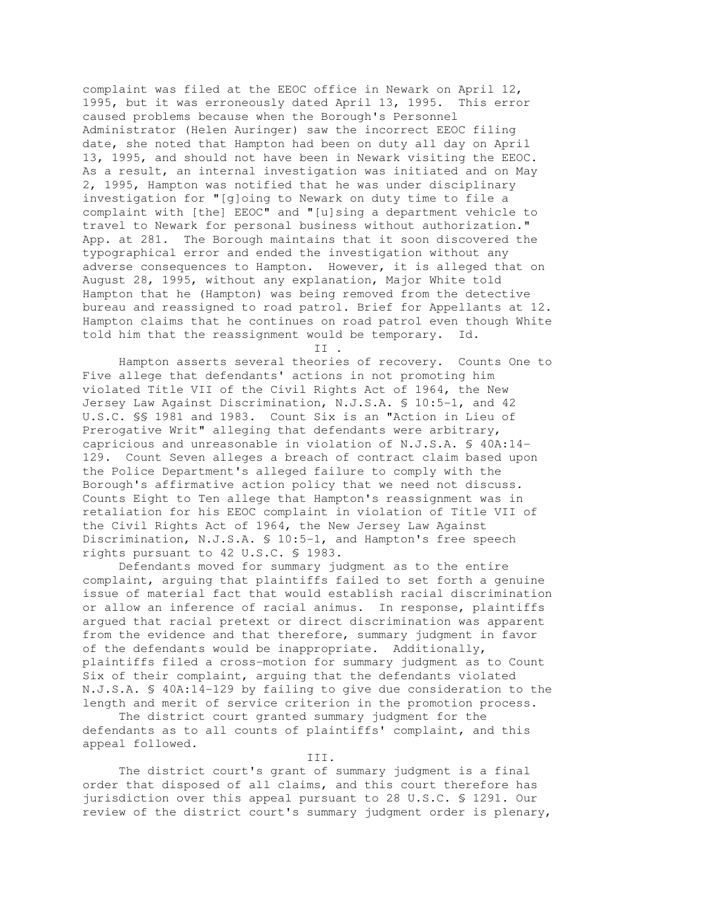complaint was filed at the EEOC office in Newark on April 12, 1995, but it was erroneously dated April 13, 1995. This error caused problems because when the Borough's Personnel Administrator (Helen Auringer) saw the incorrect EEOC filing date, she noted that Hampton had been on duty all day on April 13, 1995, and should not have been in Newark visiting the EEOC. As a result, an internal investigation was initiated and on May 2, 1995, Hampton was notified that he was under disciplinary investigation for "[g]oing to Newark on duty time to file a complaint with [the] EEOC" and "[u]sing a department vehicle to travel to Newark for personal business without authorization." App. at 281. The Borough maintains that it soon discovered the typographical error and ended the investigation without any adverse consequences to Hampton. However, it is alleged that on August 28, 1995, without any explanation, Major White told Hampton that he (Hampton) was being removed from the detective bureau and reassigned to road patrol. Brief for Appellants at 12. Hampton claims that he continues on road patrol even though White told him that the reassignment would be temporary. Id.

## II .

Hampton asserts several theories of recovery. Counts One to Five allege that defendants' actions in not promoting him violated Title VII of the Civil Rights Act of 1964, the New Jersey Law Against Discrimination, N.J.S.A. § 10:5-1, and 42 U.S.C. §§ 1981 and 1983. Count Six is an "Action in Lieu of Prerogative Writ" alleging that defendants were arbitrary, capricious and unreasonable in violation of N.J.S.A. § 40A:14-129. Count Seven alleges a breach of contract claim based upon the Police Department's alleged failure to comply with the Borough's affirmative action policy that we need not discuss. Counts Eight to Ten allege that Hampton's reassignment was in retaliation for his EEOC complaint in violation of Title VII of the Civil Rights Act of 1964, the New Jersey Law Against Discrimination, N.J.S.A. § 10:5-1, and Hampton's free speech rights pursuant to 42 U.S.C. § 1983.

Defendants moved for summary judgment as to the entire complaint, arguing that plaintiffs failed to set forth a genuine issue of material fact that would establish racial discrimination or allow an inference of racial animus. In response, plaintiffs argued that racial pretext or direct discrimination was apparent from the evidence and that therefore, summary judgment in favor of the defendants would be inappropriate. Additionally, plaintiffs filed a cross-motion for summary judgment as to Count Six of their complaint, arguing that the defendants violated N.J.S.A. § 40A:14-129 by failing to give due consideration to the length and merit of service criterion in the promotion process.

The district court granted summary judgment for the defendants as to all counts of plaintiffs' complaint, and this appeal followed.

## III.

The district court's grant of summary judgment is a final order that disposed of all claims, and this court therefore has jurisdiction over this appeal pursuant to 28 U.S.C. § 1291. Our review of the district court's summary judgment order is plenary,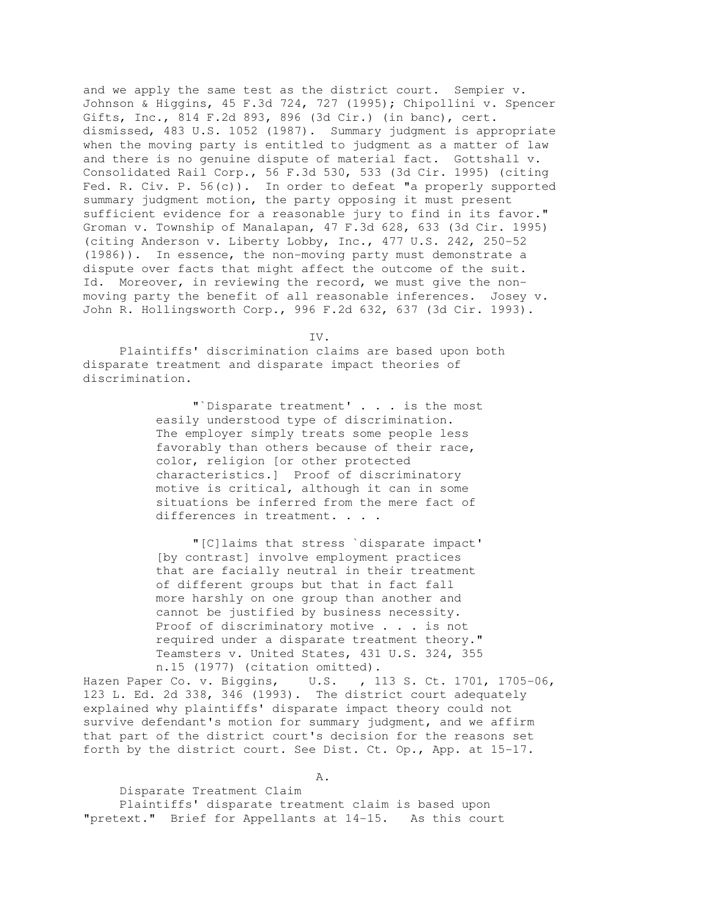and we apply the same test as the district court. Sempier v. Johnson & Higgins, 45 F.3d 724, 727 (1995); Chipollini v. Spencer Gifts, Inc., 814 F.2d 893, 896 (3d Cir.) (in banc), cert. dismissed, 483 U.S. 1052 (1987). Summary judgment is appropriate when the moving party is entitled to judgment as a matter of law and there is no genuine dispute of material fact. Gottshall v. Consolidated Rail Corp., 56 F.3d 530, 533 (3d Cir. 1995) (citing Fed. R. Civ. P. 56(c)). In order to defeat "a properly supported summary judgment motion, the party opposing it must present sufficient evidence for a reasonable jury to find in its favor." Groman v. Township of Manalapan, 47 F.3d 628, 633 (3d Cir. 1995) (citing Anderson v. Liberty Lobby, Inc., 477 U.S. 242, 250-52 (1986)). In essence, the non-moving party must demonstrate a dispute over facts that might affect the outcome of the suit. Id. Moreover, in reviewing the record, we must give the non-moving party the benefit of all reasonable inferences. Josey v. John R. Hollingsworth Corp., 996 F.2d 632, 637 (3d Cir. 1993).

## IV.

Plaintiffs' discrimination claims are based upon both disparate treatment and disparate impact theories of discrimination.

> "`Disparate treatment' . . . is the most easily understood type of discrimination. The employer simply treats some people less favorably than others because of their race, color, religion [or other protected characteristics.] Proof of discriminatory motive is critical, although it can in some situations be inferred from the mere fact of differences in treatment. . . .
>
> "[C]laims that stress `disparate impact' [by contrast] involve employment practices that are facially neutral in their treatment of different groups but that in fact fall more harshly on one group than another and cannot be justified by business necessity. Proof of discriminatory motive . . . is not required under a disparate treatment theory." Teamsters v. United States, 431 U.S. 324, 355 n.15 (1977) (citation omitted).

Hazen Paper Co. v. Biggins, U.S. , 113 S. Ct. 1701, 1705-06, 123 L. Ed. 2d 338, 346 (1993). The district court adequately explained why plaintiffs' disparate impact theory could not survive defendant's motion for summary judgment, and we affirm that part of the district court's decision for the reasons set forth by the district court. See Dist. Ct. Op., App. at 15-17.

### A.

Disparate Treatment Claim

Plaintiffs' disparate treatment claim is based upon "pretext." Brief for Appellants at 14-15. As this court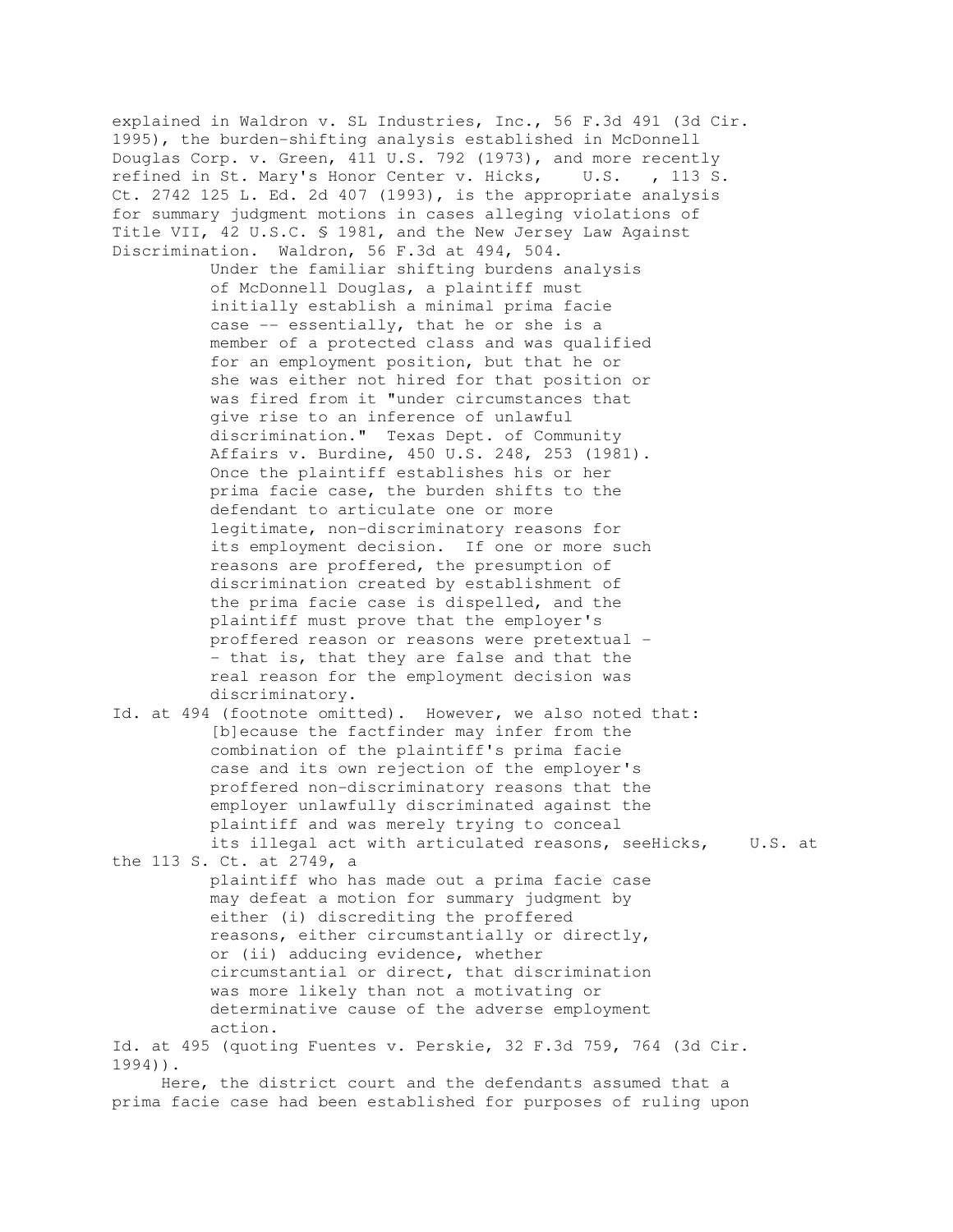explained in Waldron v. SL Industries, Inc., 56 F.3d 491 (3d Cir. 1995), the burden-shifting analysis established in McDonnell Douglas Corp. v. Green, 411 U.S. 792 (1973), and more recently refined in St. Mary's Honor Center v. Hicks, U.S. , 113 S. Ct. 2742 125 L. Ed. 2d 407 (1993), is the appropriate analysis for summary judgment motions in cases alleging violations of Title VII, 42 U.S.C. § 1981, and the New Jersey Law Against Discrimination. Waldron, 56 F.3d at 494, 504.

> Under the familiar shifting burdens analysis of McDonnell Douglas, a plaintiff must initially establish a minimal prima facie case -- essentially, that he or she is a member of a protected class and was qualified for an employment position, but that he or she was either not hired for that position or was fired from it "under circumstances that give rise to an inference of unlawful discrimination." Texas Dept. of Community Affairs v. Burdine, 450 U.S. 248, 253 (1981). Once the plaintiff establishes his or her prima facie case, the burden shifts to the defendant to articulate one or more legitimate, non-discriminatory reasons for its employment decision. If one or more such reasons are proffered, the presumption of discrimination created by establishment of the prima facie case is dispelled, and the plaintiff must prove that the employer's proffered reason or reasons were pretextual -- that is, that they are false and that the real reason for the employment decision was discriminatory.

Id. at 494 (footnote omitted). However, we also noted that:

> [b]ecause the factfinder may infer from the combination of the plaintiff's prima facie case and its own rejection of the employer's proffered non-discriminatory reasons that the employer unlawfully discriminated against the plaintiff and was merely trying to conceal its illegal act with articulated reasons, seeHicks, U.S. at the 113 S. Ct. at 2749, a plaintiff who has made out a prima facie case may defeat a motion for summary judgment by either (i) discrediting the proffered reasons, either circumstantially or directly, or (ii) adducing evidence, whether circumstantial or direct, that discrimination was more likely than not a motivating or determinative cause of the adverse employment action.

Id. at 495 (quoting Fuentes v. Perskie, 32 F.3d 759, 764 (3d Cir. 1994)).

Here, the district court and the defendants assumed that a prima facie case had been established for purposes of ruling upon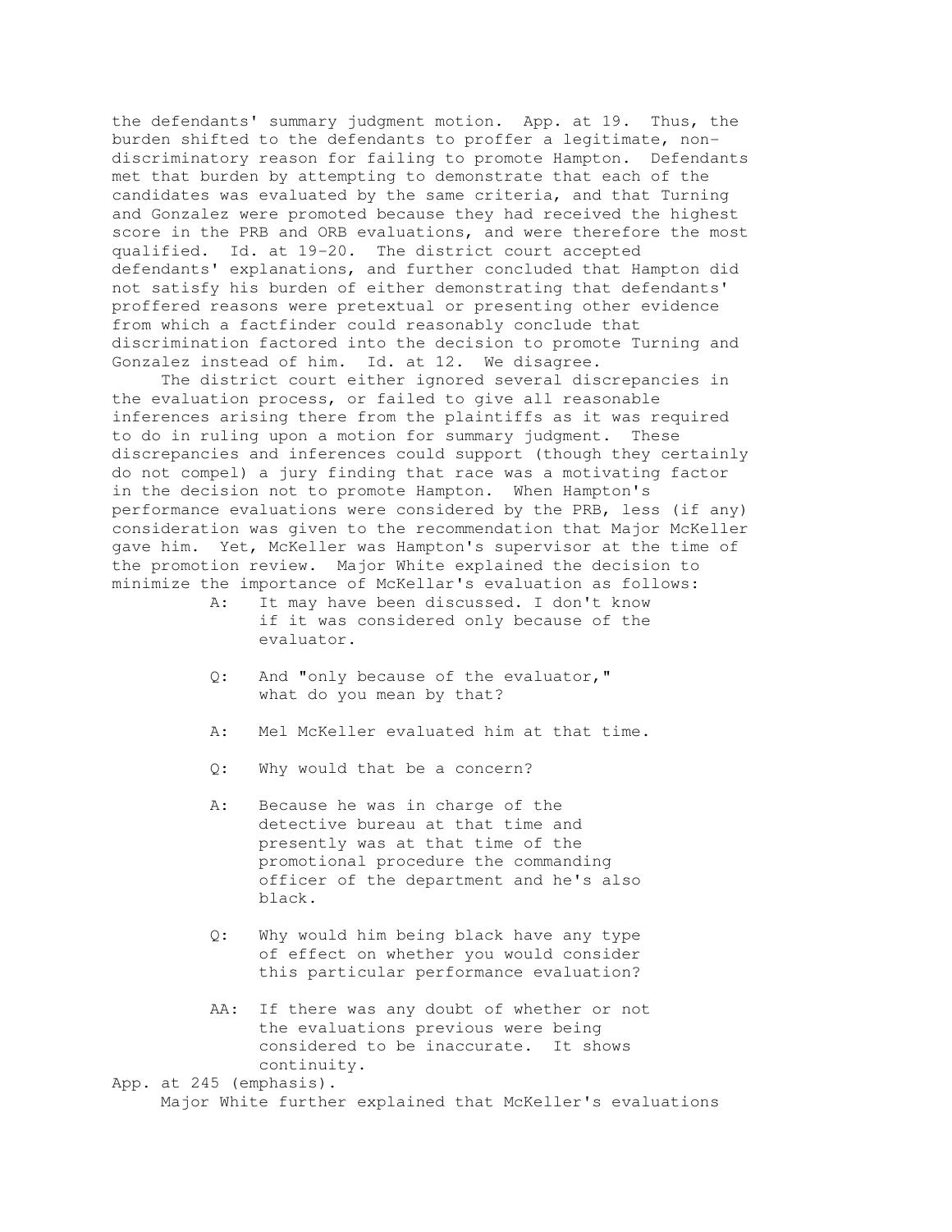the defendants' summary judgment motion. App. at 19. Thus, the burden shifted to the defendants to proffer a legitimate, non-discriminatory reason for failing to promote Hampton. Defendants met that burden by attempting to demonstrate that each of the candidates was evaluated by the same criteria, and that Turning and Gonzalez were promoted because they had received the highest score in the PRB and ORB evaluations, and were therefore the most qualified. Id. at 19-20. The district court accepted defendants' explanations, and further concluded that Hampton did not satisfy his burden of either demonstrating that defendants' proffered reasons were pretextual or presenting other evidence from which a factfinder could reasonably conclude that discrimination factored into the decision to promote Turning and Gonzalez instead of him. Id. at 12. We disagree.

The district court either ignored several discrepancies in the evaluation process, or failed to give all reasonable inferences arising there from the plaintiffs as it was required to do in ruling upon a motion for summary judgment. These discrepancies and inferences could support (though they certainly do not compel) a jury finding that race was a motivating factor in the decision not to promote Hampton. When Hampton's performance evaluations were considered by the PRB, less (if any) consideration was given to the recommendation that Major McKeller gave him. Yet, McKeller was Hampton's supervisor at the time of the promotion review. Major White explained the decision to minimize the importance of McKellar's evaluation as follows:

> A: It may have been discussed. I don't know if it was considered only because of the evaluator.
>
> Q: And "only because of the evaluator," what do you mean by that?
>
> A: Mel McKeller evaluated him at that time.
>
> Q: Why would that be a concern?
>
> A: Because he was in charge of the detective bureau at that time and presently was at that time of the promotional procedure the commanding officer of the department and he's also black.
>
> Q: Why would him being black have any type of effect on whether you would consider this particular performance evaluation?
>
> AA: If there was any doubt of whether or not the evaluations previous were being considered to be inaccurate. It shows continuity.

App. at 245 (emphasis).

Major White further explained that McKeller's evaluations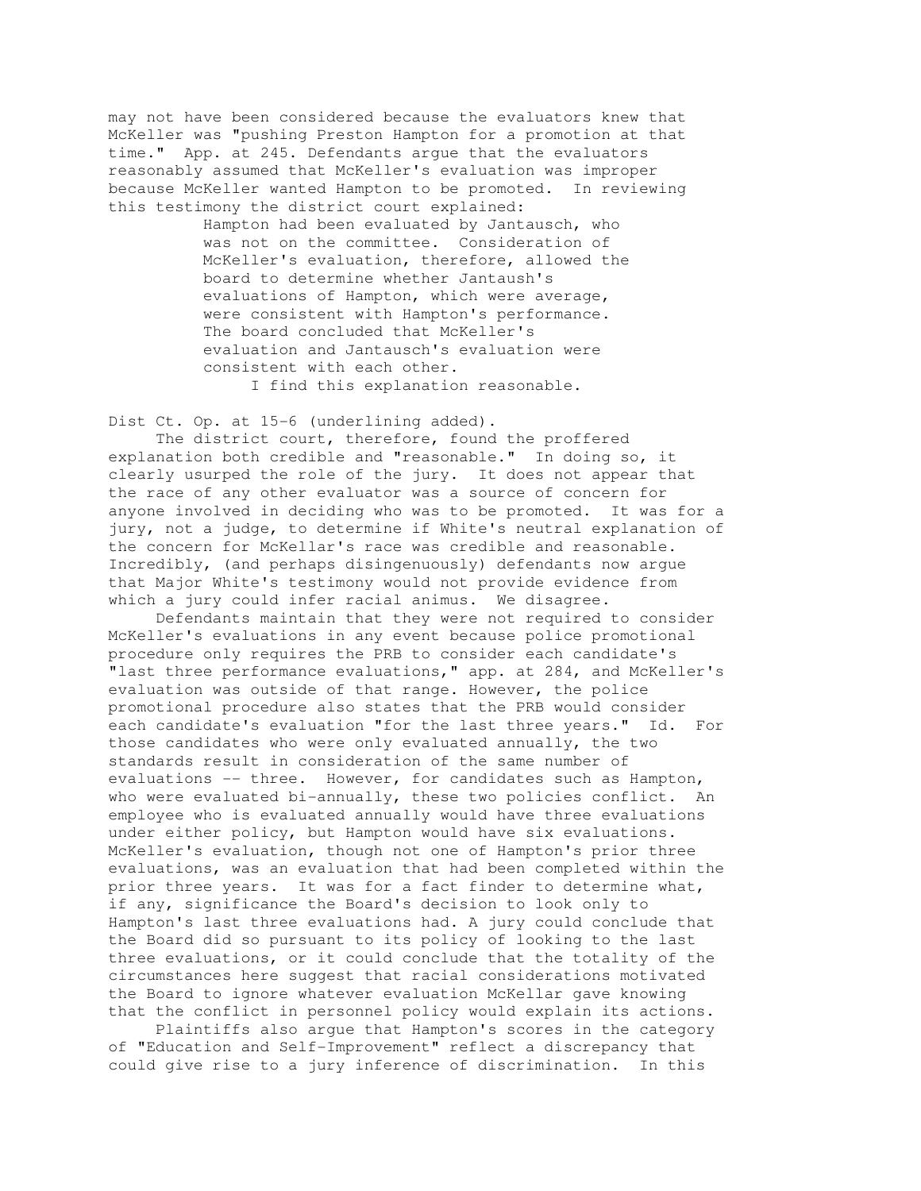may not have been considered because the evaluators knew that McKeller was "pushing Preston Hampton for a promotion at that time." App. at 245. Defendants argue that the evaluators reasonably assumed that McKeller's evaluation was improper because McKeller wanted Hampton to be promoted. In reviewing this testimony the district court explained:

> Hampton had been evaluated by Jantausch, who was not on the committee. Consideration of McKeller's evaluation, therefore, allowed the board to determine whether Jantaush's evaluations of Hampton, which were average, were consistent with Hampton's performance. The board concluded that McKeller's evaluation and Jantausch's evaluation were consistent with each other.
>
> I find this explanation reasonable.

Dist Ct. Op. at 15-6 (underlining added).

The district court, therefore, found the proffered explanation both credible and "reasonable." In doing so, it clearly usurped the role of the jury. It does not appear that the race of any other evaluator was a source of concern for anyone involved in deciding who was to be promoted. It was for a jury, not a judge, to determine if White's neutral explanation of the concern for McKellar's race was credible and reasonable. Incredibly, (and perhaps disingenuously) defendants now argue that Major White's testimony would not provide evidence from which a jury could infer racial animus. We disagree.

Defendants maintain that they were not required to consider McKeller's evaluations in any event because police promotional procedure only requires the PRB to consider each candidate's "last three performance evaluations," app. at 284, and McKeller's evaluation was outside of that range. However, the police promotional procedure also states that the PRB would consider each candidate's evaluation "for the last three years." Id. For those candidates who were only evaluated annually, the two standards result in consideration of the same number of evaluations -- three. However, for candidates such as Hampton, who were evaluated bi-annually, these two policies conflict. An employee who is evaluated annually would have three evaluations under either policy, but Hampton would have six evaluations. McKeller's evaluation, though not one of Hampton's prior three evaluations, was an evaluation that had been completed within the prior three years. It was for a fact finder to determine what, if any, significance the Board's decision to look only to Hampton's last three evaluations had. A jury could conclude that the Board did so pursuant to its policy of looking to the last three evaluations, or it could conclude that the totality of the circumstances here suggest that racial considerations motivated the Board to ignore whatever evaluation McKellar gave knowing that the conflict in personnel policy would explain its actions.

Plaintiffs also argue that Hampton's scores in the category of "Education and Self-Improvement" reflect a discrepancy that could give rise to a jury inference of discrimination. In this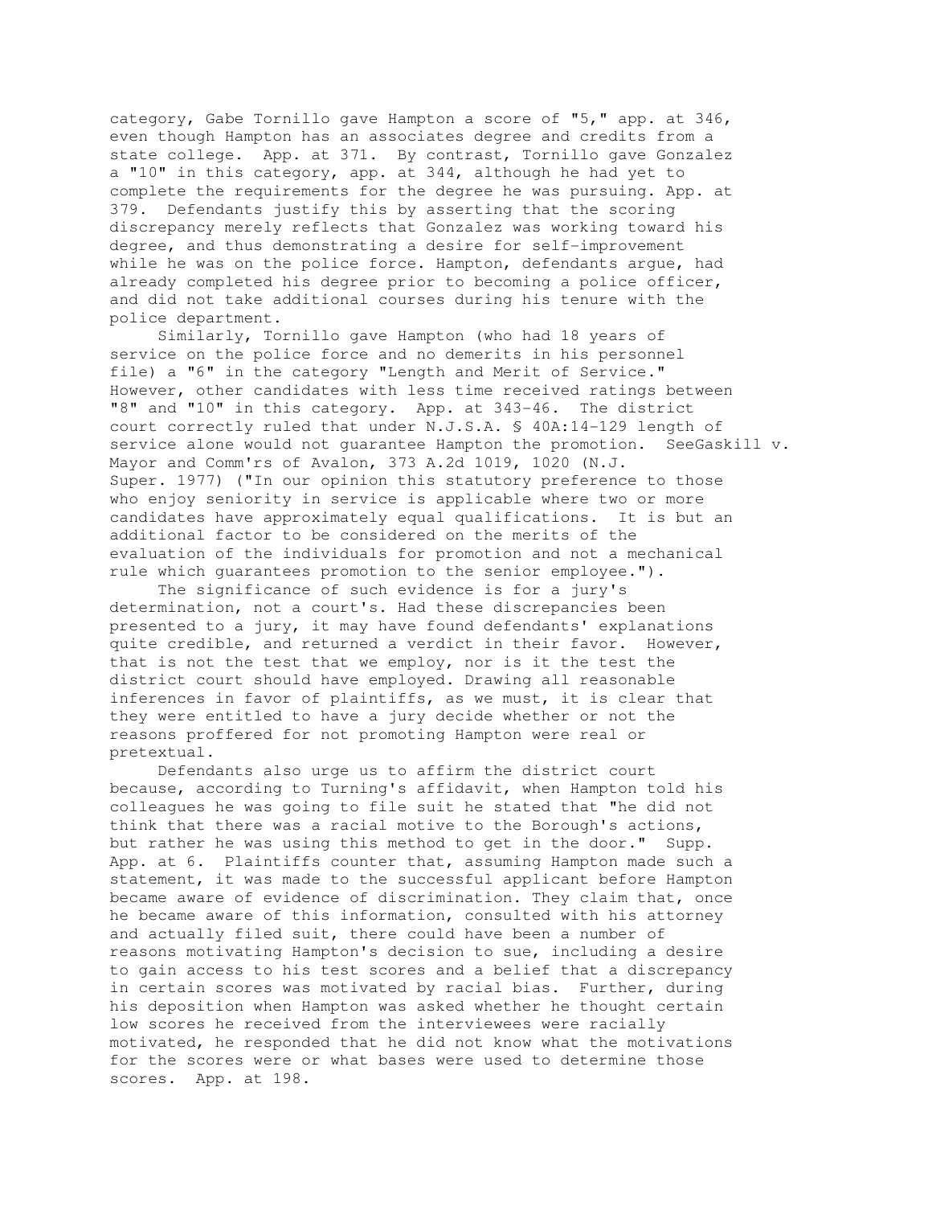category, Gabe Tornillo gave Hampton a score of "5," app. at 346, even though Hampton has an associates degree and credits from a state college. App. at 371. By contrast, Tornillo gave Gonzalez a "10" in this category, app. at 344, although he had yet to complete the requirements for the degree he was pursuing. App. at 379. Defendants justify this by asserting that the scoring discrepancy merely reflects that Gonzalez was working toward his degree, and thus demonstrating a desire for self-improvement while he was on the police force. Hampton, defendants argue, had already completed his degree prior to becoming a police officer, and did not take additional courses during his tenure with the police department.

Similarly, Tornillo gave Hampton (who had 18 years of service on the police force and no demerits in his personnel file) a "6" in the category "Length and Merit of Service." However, other candidates with less time received ratings between "8" and "10" in this category. App. at 343-46. The district court correctly ruled that under N.J.S.A. § 40A:14-129 length of service alone would not guarantee Hampton the promotion. SeeGaskill v. Mayor and Comm'rs of Avalon, 373 A.2d 1019, 1020 (N.J. Super. 1977) ("In our opinion this statutory preference to those who enjoy seniority in service is applicable where two or more candidates have approximately equal qualifications. It is but an additional factor to be considered on the merits of the evaluation of the individuals for promotion and not a mechanical rule which guarantees promotion to the senior employee.").

The significance of such evidence is for a jury's determination, not a court's. Had these discrepancies been presented to a jury, it may have found defendants' explanations quite credible, and returned a verdict in their favor. However, that is not the test that we employ, nor is it the test the district court should have employed. Drawing all reasonable inferences in favor of plaintiffs, as we must, it is clear that they were entitled to have a jury decide whether or not the reasons proffered for not promoting Hampton were real or pretextual.

Defendants also urge us to affirm the district court because, according to Turning's affidavit, when Hampton told his colleagues he was going to file suit he stated that "he did not think that there was a racial motive to the Borough's actions, but rather he was using this method to get in the door." Supp. App. at 6. Plaintiffs counter that, assuming Hampton made such a statement, it was made to the successful applicant before Hampton became aware of evidence of discrimination. They claim that, once he became aware of this information, consulted with his attorney and actually filed suit, there could have been a number of reasons motivating Hampton's decision to sue, including a desire to gain access to his test scores and a belief that a discrepancy in certain scores was motivated by racial bias. Further, during his deposition when Hampton was asked whether he thought certain low scores he received from the interviewees were racially motivated, he responded that he did not know what the motivations for the scores were or what bases were used to determine those scores. App. at 198.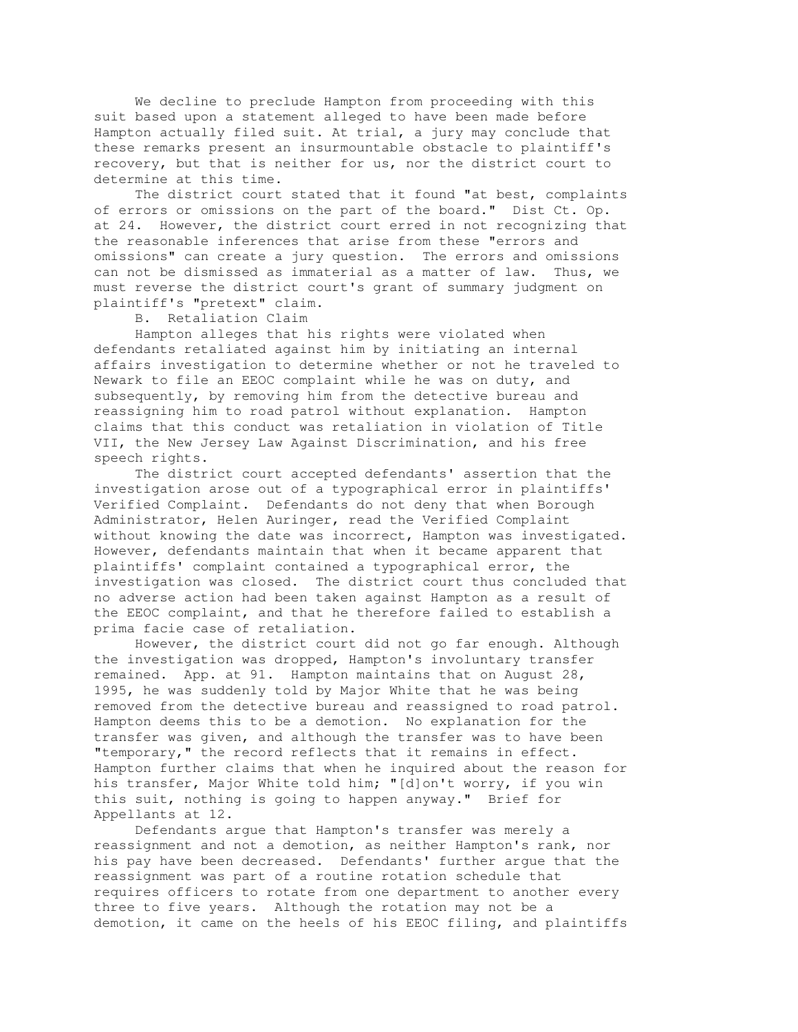We decline to preclude Hampton from proceeding with this suit based upon a statement alleged to have been made before Hampton actually filed suit. At trial, a jury may conclude that these remarks present an insurmountable obstacle to plaintiff's recovery, but that is neither for us, nor the district court to determine at this time.

The district court stated that it found "at best, complaints of errors or omissions on the part of the board." Dist Ct. Op. at 24. However, the district court erred in not recognizing that the reasonable inferences that arise from these "errors and omissions" can create a jury question. The errors and omissions can not be dismissed as immaterial as a matter of law. Thus, we must reverse the district court's grant of summary judgment on plaintiff's "pretext" claim.

B. Retaliation Claim

Hampton alleges that his rights were violated when defendants retaliated against him by initiating an internal affairs investigation to determine whether or not he traveled to Newark to file an EEOC complaint while he was on duty, and subsequently, by removing him from the detective bureau and reassigning him to road patrol without explanation. Hampton claims that this conduct was retaliation in violation of Title VII, the New Jersey Law Against Discrimination, and his free speech rights.

The district court accepted defendants' assertion that the investigation arose out of a typographical error in plaintiffs' Verified Complaint. Defendants do not deny that when Borough Administrator, Helen Auringer, read the Verified Complaint without knowing the date was incorrect, Hampton was investigated. However, defendants maintain that when it became apparent that plaintiffs' complaint contained a typographical error, the investigation was closed. The district court thus concluded that no adverse action had been taken against Hampton as a result of the EEOC complaint, and that he therefore failed to establish a prima facie case of retaliation.

However, the district court did not go far enough. Although the investigation was dropped, Hampton's involuntary transfer remained. App. at 91. Hampton maintains that on August 28, 1995, he was suddenly told by Major White that he was being removed from the detective bureau and reassigned to road patrol. Hampton deems this to be a demotion. No explanation for the transfer was given, and although the transfer was to have been "temporary," the record reflects that it remains in effect. Hampton further claims that when he inquired about the reason for his transfer, Major White told him; "[d]on't worry, if you win this suit, nothing is going to happen anyway." Brief for Appellants at 12.

Defendants argue that Hampton's transfer was merely a reassignment and not a demotion, as neither Hampton's rank, nor his pay have been decreased. Defendants' further argue that the reassignment was part of a routine rotation schedule that requires officers to rotate from one department to another every three to five years. Although the rotation may not be a demotion, it came on the heels of his EEOC filing, and plaintiffs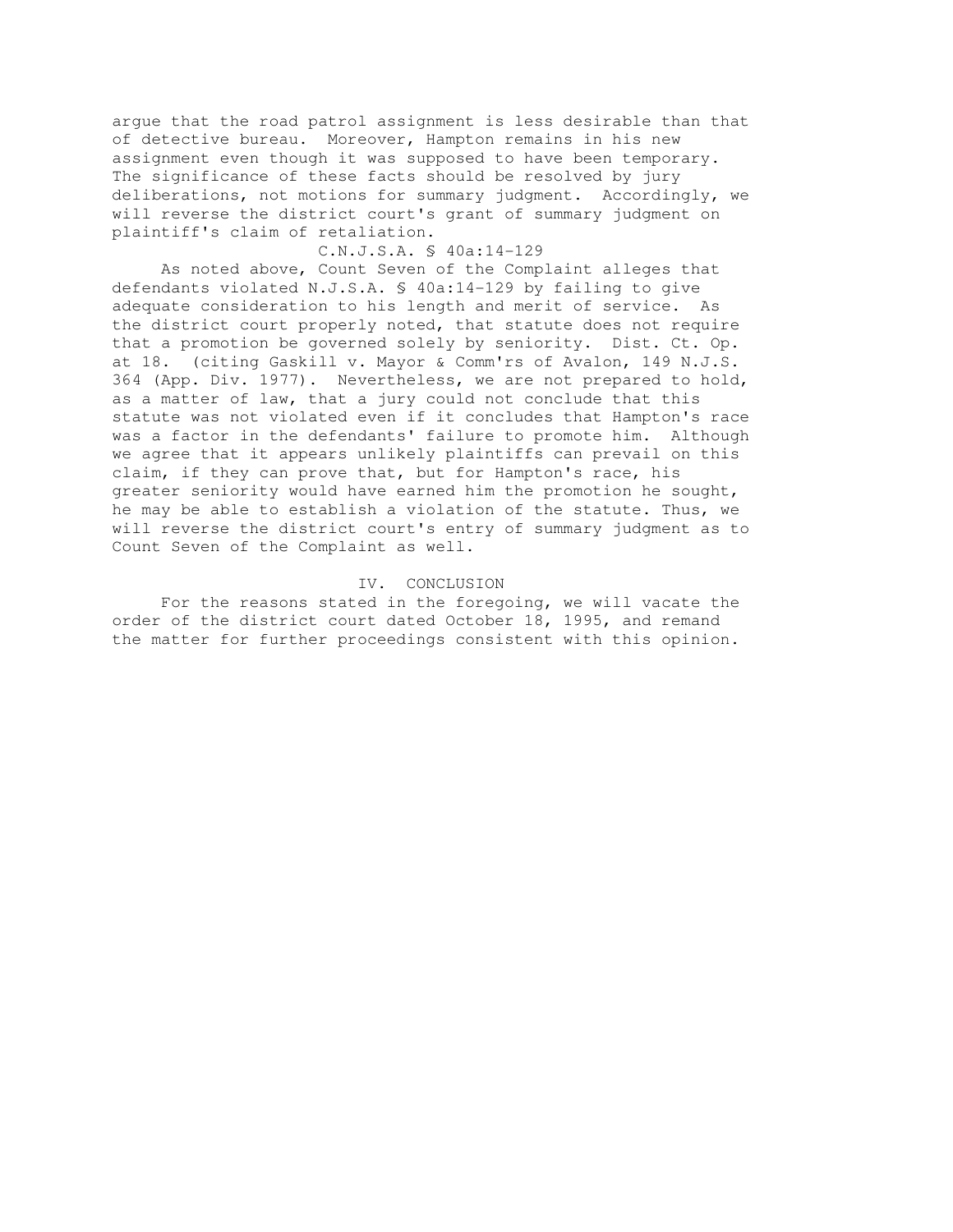argue that the road patrol assignment is less desirable than that of detective bureau. Moreover, Hampton remains in his new assignment even though it was supposed to have been temporary. The significance of these facts should be resolved by jury deliberations, not motions for summary judgment. Accordingly, we will reverse the district court's grant of summary judgment on plaintiff's claim of retaliation.

### C.N.J.S.A. § 40a:14-129

As noted above, Count Seven of the Complaint alleges that defendants violated N.J.S.A. § 40a:14-129 by failing to give adequate consideration to his length and merit of service. As the district court properly noted, that statute does not require that a promotion be governed solely by seniority. Dist. Ct. Op. at 18. (citing Gaskill v. Mayor & Comm'rs of Avalon, 149 N.J.S. 364 (App. Div. 1977). Nevertheless, we are not prepared to hold, as a matter of law, that a jury could not conclude that this statute was not violated even if it concludes that Hampton's race was a factor in the defendants' failure to promote him. Although we agree that it appears unlikely plaintiffs can prevail on this claim, if they can prove that, but for Hampton's race, his greater seniority would have earned him the promotion he sought, he may be able to establish a violation of the statute. Thus, we will reverse the district court's entry of summary judgment as to Count Seven of the Complaint as well.

## IV. CONCLUSION

For the reasons stated in the foregoing, we will vacate the order of the district court dated October 18, 1995, and remand the matter for further proceedings consistent with this opinion.